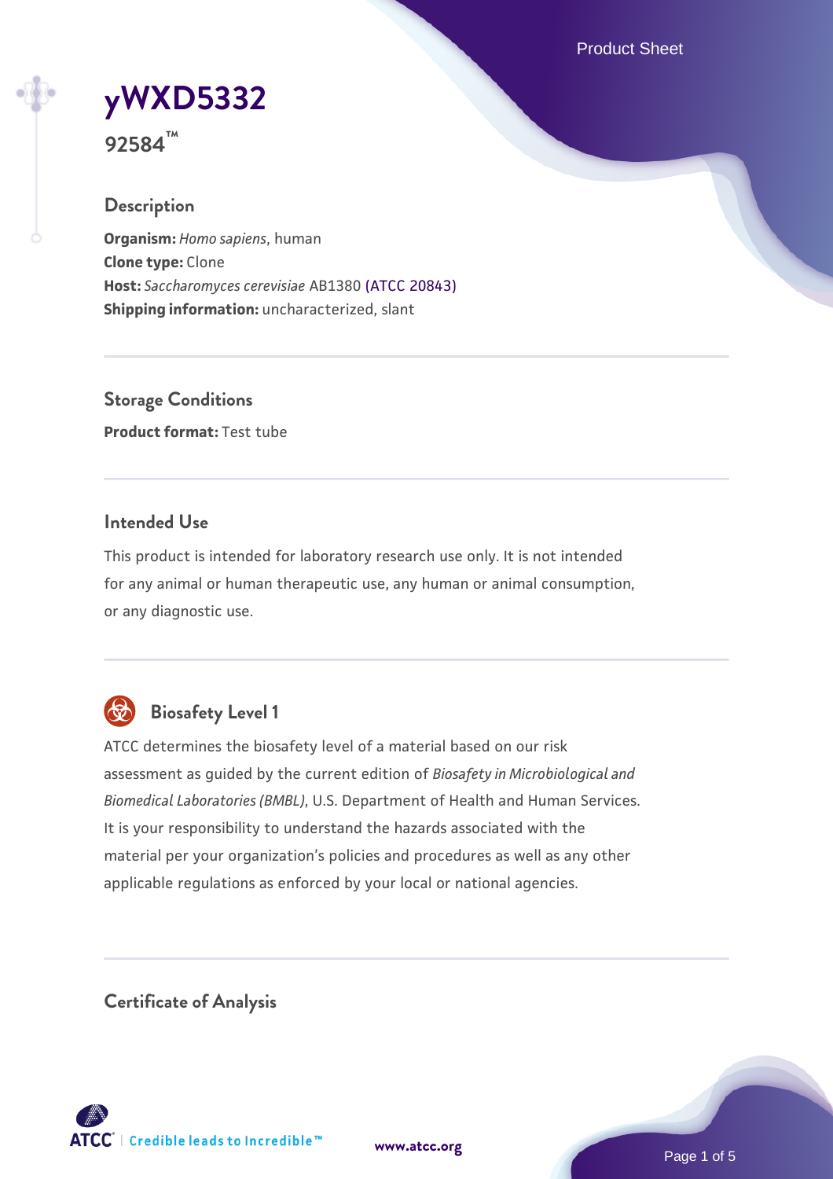# yWXD5332

**92584™**

## Description

**Organism:** *Homo sapiens*, human
**Clone type:** Clone
**Host:** *Saccharomyces cerevisiae* AB1380 (ATCC 20843)
**Shipping information:** uncharacterized, slant

## Storage Conditions

**Product format:** Test tube

## Intended Use

This product is intended for laboratory research use only. It is not intended for any animal or human therapeutic use, any human or animal consumption, or any diagnostic use.

## Biosafety Level 1

ATCC determines the biosafety level of a material based on our risk assessment as guided by the current edition of *Biosafety in Microbiological and Biomedical Laboratories (BMBL)*, U.S. Department of Health and Human Services. It is your responsibility to understand the hazards associated with the material per your organization's policies and procedures as well as any other applicable regulations as enforced by your local or national agencies.

## Certificate of Analysis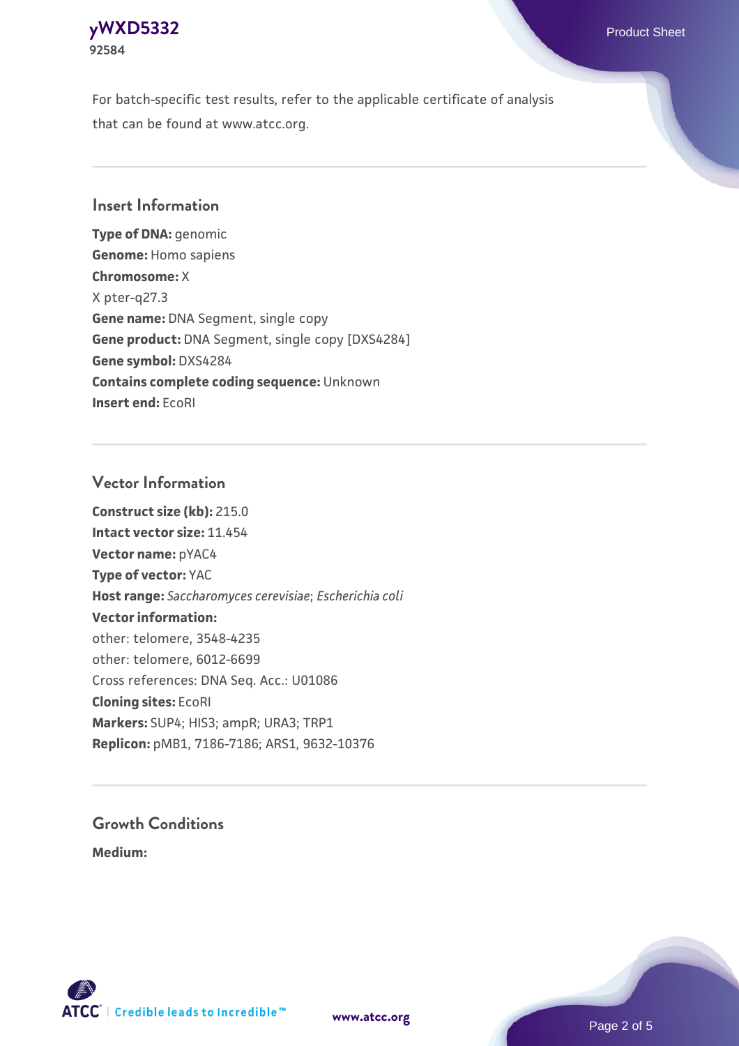For batch-specific test results, refer to the applicable certificate of analysis that can be found at www.atcc.org.

## Insert Information

**Type of DNA:** genomic
**Genome:** Homo sapiens
**Chromosome:** X
X pter-q27.3
**Gene name:** DNA Segment, single copy
**Gene product:** DNA Segment, single copy [DXS4284]
**Gene symbol:** DXS4284
**Contains complete coding sequence:** Unknown
**Insert end:** EcoRI

## Vector Information

**Construct size (kb):** 215.0
**Intact vector size:** 11.454
**Vector name:** pYAC4
**Type of vector:** YAC
**Host range:** *Saccharomyces cerevisiae*; *Escherichia coli*
**Vector information:**
other: telomere, 3548-4235
other: telomere, 6012-6699
Cross references: DNA Seq. Acc.: U01086
**Cloning sites:** EcoRI
**Markers:** SUP4; HIS3; ampR; URA3; TRP1
**Replicon:** pMB1, 7186-7186; ARS1, 9632-10376

## Growth Conditions

**Medium:**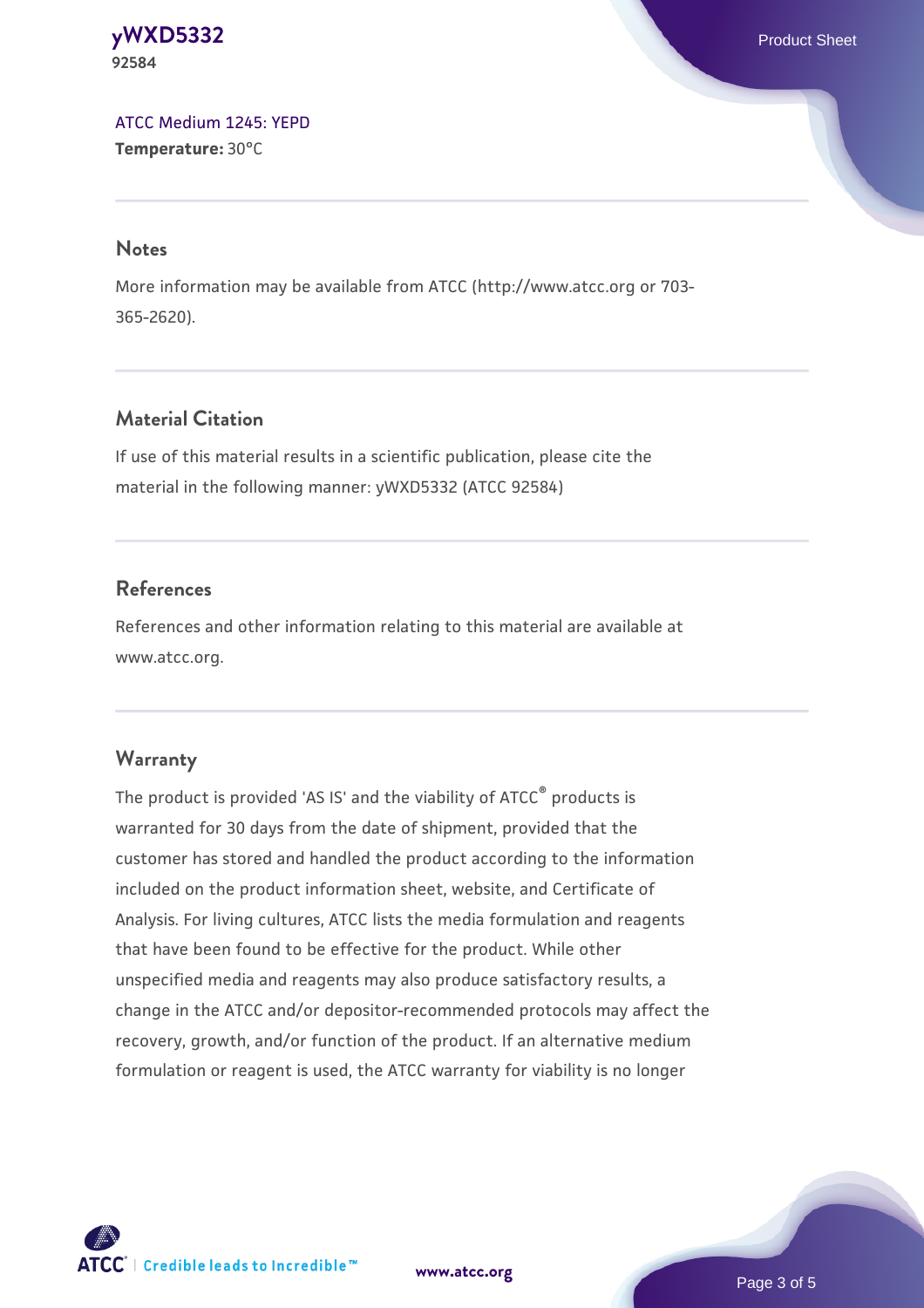ATCC Medium 1245: YEPD
**Temperature:** 30°C

## Notes

More information may be available from ATCC (http://www.atcc.org or 703-365-2620).

## Material Citation

If use of this material results in a scientific publication, please cite the material in the following manner: yWXD5332 (ATCC 92584)

## References

References and other information relating to this material are available at www.atcc.org.

## Warranty

The product is provided 'AS IS' and the viability of ATCC® products is warranted for 30 days from the date of shipment, provided that the customer has stored and handled the product according to the information included on the product information sheet, website, and Certificate of Analysis. For living cultures, ATCC lists the media formulation and reagents that have been found to be effective for the product. While other unspecified media and reagents may also produce satisfactory results, a change in the ATCC and/or depositor-recommended protocols may affect the recovery, growth, and/or function of the product. If an alternative medium formulation or reagent is used, the ATCC warranty for viability is no longer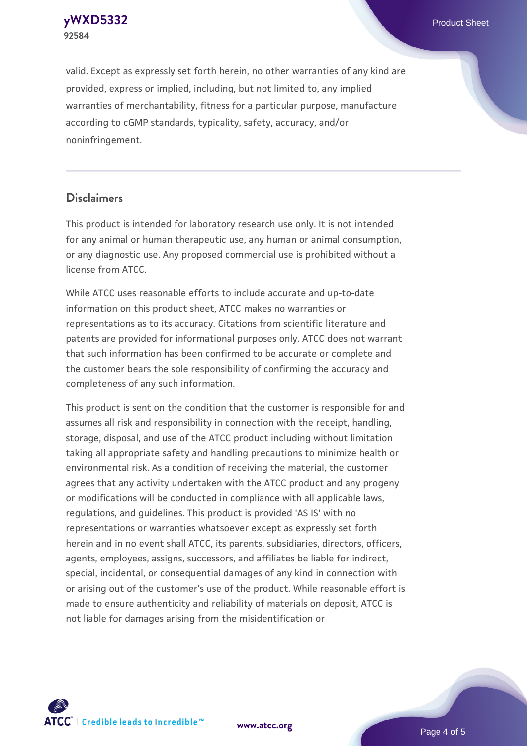valid. Except as expressly set forth herein, no other warranties of any kind are provided, express or implied, including, but not limited to, any implied warranties of merchantability, fitness for a particular purpose, manufacture according to cGMP standards, typicality, safety, accuracy, and/or noninfringement.

## Disclaimers

This product is intended for laboratory research use only. It is not intended for any animal or human therapeutic use, any human or animal consumption, or any diagnostic use. Any proposed commercial use is prohibited without a license from ATCC.

While ATCC uses reasonable efforts to include accurate and up-to-date information on this product sheet, ATCC makes no warranties or representations as to its accuracy. Citations from scientific literature and patents are provided for informational purposes only. ATCC does not warrant that such information has been confirmed to be accurate or complete and the customer bears the sole responsibility of confirming the accuracy and completeness of any such information.

This product is sent on the condition that the customer is responsible for and assumes all risk and responsibility in connection with the receipt, handling, storage, disposal, and use of the ATCC product including without limitation taking all appropriate safety and handling precautions to minimize health or environmental risk. As a condition of receiving the material, the customer agrees that any activity undertaken with the ATCC product and any progeny or modifications will be conducted in compliance with all applicable laws, regulations, and guidelines. This product is provided 'AS IS' with no representations or warranties whatsoever except as expressly set forth herein and in no event shall ATCC, its parents, subsidiaries, directors, officers, agents, employees, assigns, successors, and affiliates be liable for indirect, special, incidental, or consequential damages of any kind in connection with or arising out of the customer's use of the product. While reasonable effort is made to ensure authenticity and reliability of materials on deposit, ATCC is not liable for damages arising from the misidentification or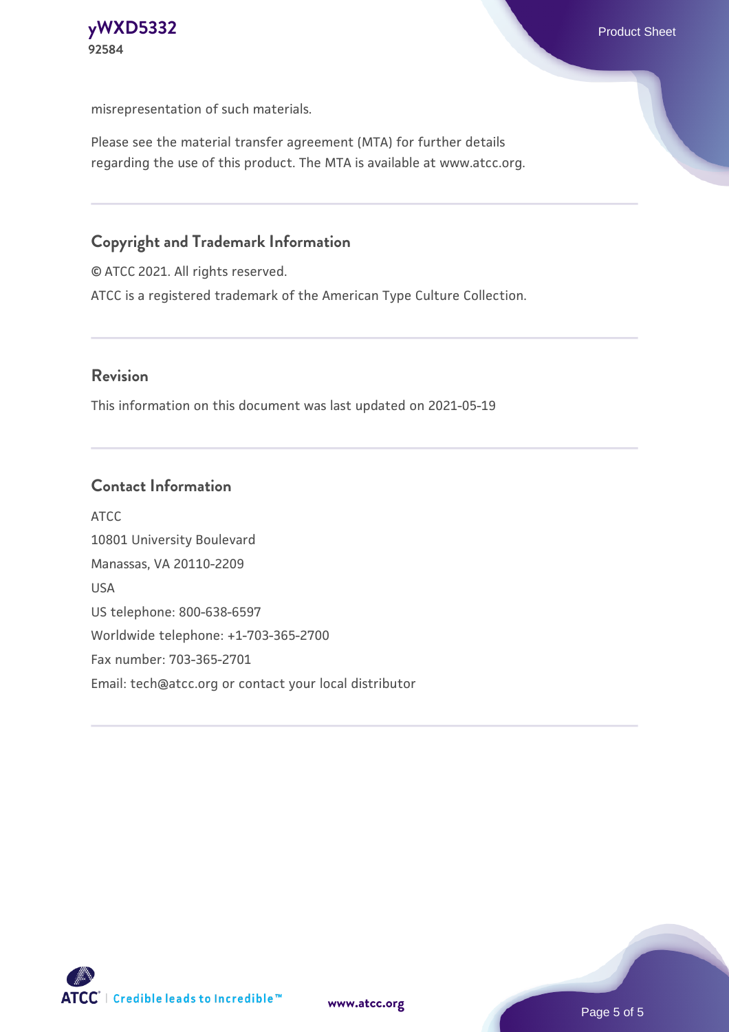misrepresentation of such materials.

Please see the material transfer agreement (MTA) for further details regarding the use of this product. The MTA is available at www.atcc.org.

## Copyright and Trademark Information

© ATCC 2021. All rights reserved.

ATCC is a registered trademark of the American Type Culture Collection.

## Revision

This information on this document was last updated on 2021-05-19

## Contact Information

ATCC
10801 University Boulevard
Manassas, VA 20110-2209
USA
US telephone: 800-638-6597
Worldwide telephone: +1-703-365-2700
Fax number: 703-365-2701
Email: tech@atcc.org or contact your local distributor